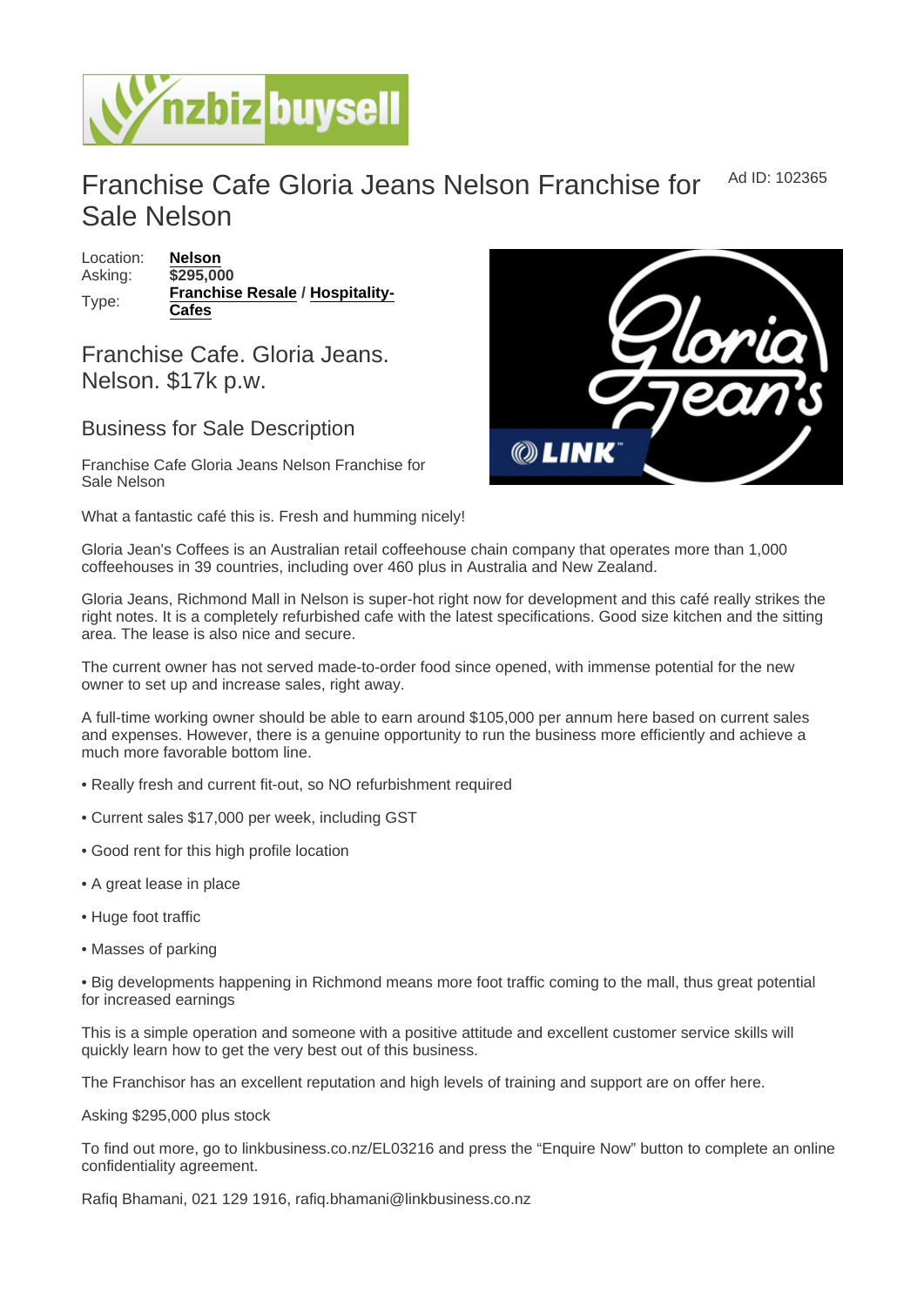# Franchise Cafe Gloria Jeans Nelson Franchise for Sale Nelson

Ad ID: 102365

Location: **Nelson**
Asking: **$295,000**
Type: **Franchise Resale** / **Hospitality-Cafes**

## Franchise Cafe. Gloria Jeans. Nelson. $17k p.w.

### Business for Sale Description

Franchise Cafe Gloria Jeans Nelson Franchise for Sale Nelson

What a fantastic café this is. Fresh and humming nicely!

Gloria Jean's Coffees is an Australian retail coffeehouse chain company that operates more than 1,000 coffeehouses in 39 countries, including over 460 plus in Australia and New Zealand.

Gloria Jeans, Richmond Mall in Nelson is super-hot right now for development and this café really strikes the right notes. It is a completely refurbished cafe with the latest specifications. Good size kitchen and the sitting area. The lease is also nice and secure.

The current owner has not served made-to-order food since opened, with immense potential for the new owner to set up and increase sales, right away.

A full-time working owner should be able to earn around $105,000 per annum here based on current sales and expenses. However, there is a genuine opportunity to run the business more efficiently and achieve a much more favorable bottom line.

• Really fresh and current fit-out, so NO refurbishment required

• Current sales $17,000 per week, including GST

• Good rent for this high profile location

• A great lease in place

• Huge foot traffic

• Masses of parking

• Big developments happening in Richmond means more foot traffic coming to the mall, thus great potential for increased earnings

This is a simple operation and someone with a positive attitude and excellent customer service skills will quickly learn how to get the very best out of this business.

The Franchisor has an excellent reputation and high levels of training and support are on offer here.

Asking $295,000 plus stock

To find out more, go to linkbusiness.co.nz/EL03216 and press the "Enquire Now" button to complete an online confidentiality agreement.

Rafiq Bhamani, 021 129 1916, rafiq.bhamani@linkbusiness.co.nz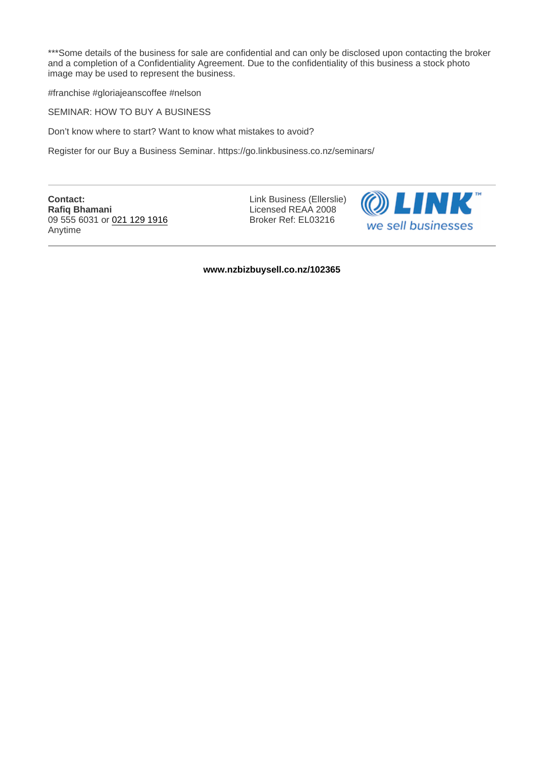***Some details of the business for sale are confidential and can only be disclosed upon contacting the broker and a completion of a Confidentiality Agreement. Due to the confidentiality of this business a stock photo image may be used to represent the business.

#franchise #gloriajeanscoffee #nelson

SEMINAR: HOW TO BUY A BUSINESS

Don't know where to start? Want to know what mistakes to avoid?

Register for our Buy a Business Seminar. https://go.linkbusiness.co.nz/seminars/

---

**Contact:**
**Rafiq Bhamani**
09 555 6031 or 021 129 1916
Anytime

Link Business (Ellerslie)
Licensed REAA 2008
Broker Ref: EL03216

LINK™
we sell businesses

---

**www.nzbizbuysell.co.nz/102365**